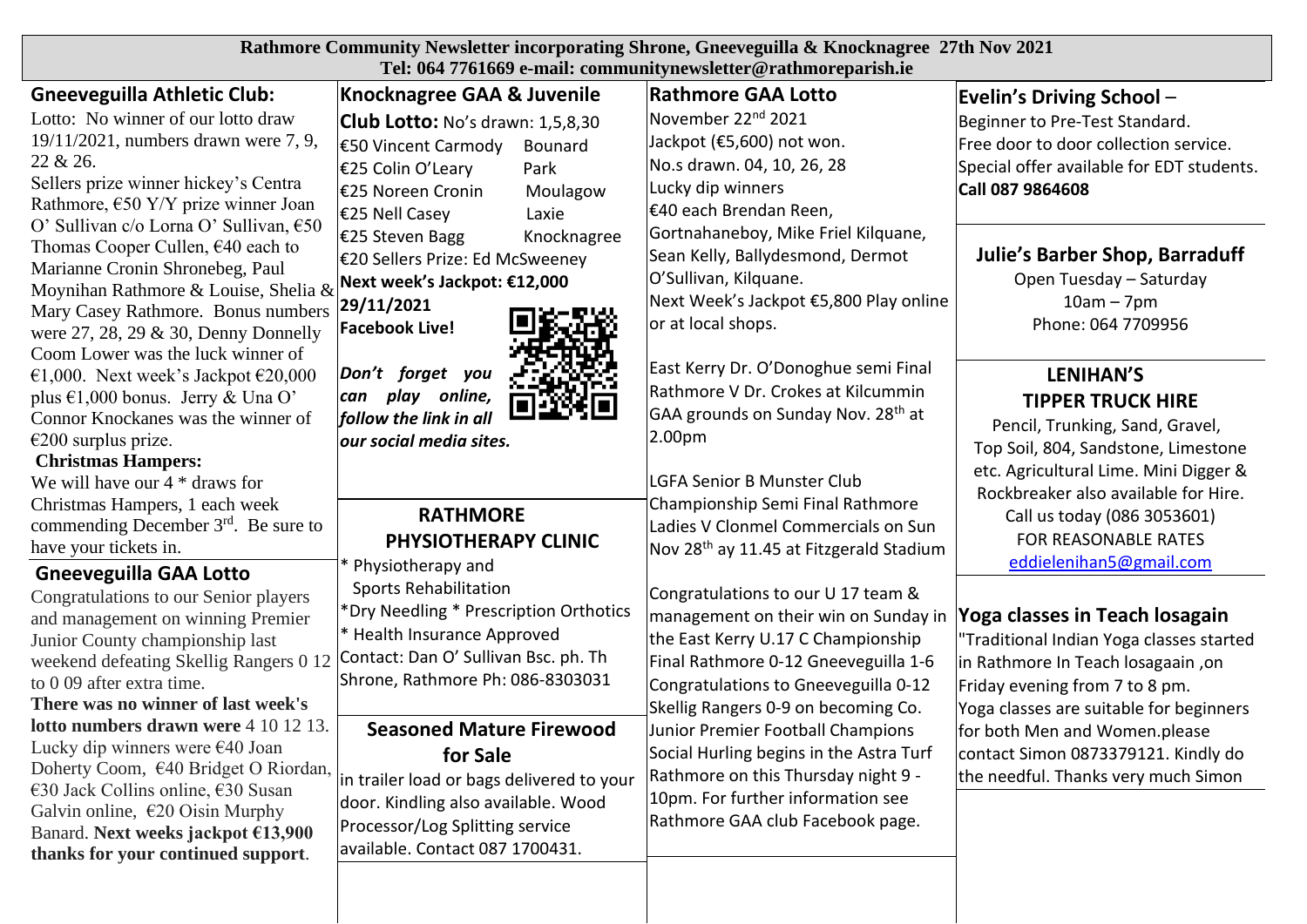# Rathmore Community Newsletter incorporating Shrone, Gneeveguilla & Knocknagree 27th Nov 2021

**Tel: 064 7761669 e-mail: communitynewsletter@rathmoreparish.ie**

## Gneeveguilla Athletic Club:

Lotto: No winner of our lotto draw 19/11/2021, numbers drawn were 7, 9, 22 & 26.
Sellers prize winner hickey's Centra Rathmore, €50 Y/Y prize winner Joan O' Sullivan c/o Lorna O' Sullivan, €50 Thomas Cooper Cullen, €40 each to Marianne Cronin Shronebeg, Paul Moynihan Rathmore & Louise, Shelia & Mary Casey Rathmore. Bonus numbers were 27, 28, 29 & 30, Denny Donnelly Coom Lower was the luck winner of €1,000. Next week's Jackpot €20,000 plus €1,000 bonus. Jerry & Una O' Connor Knockanes was the winner of €200 surplus prize.

**Christmas Hampers:**
We will have our 4 * draws for Christmas Hampers, 1 each week commending December 3rd. Be sure to have your tickets in.

## Gneeveguilla GAA Lotto

Congratulations to our Senior players and management on winning Premier Junior County championship last weekend defeating Skellig Rangers 0 12 to 0 09 after extra time.
**There was no winner of last week's lotto numbers drawn were** 4 10 12 13. Lucky dip winners were €40 Joan Doherty Coom, €40 Bridget O Riordan, €30 Jack Collins online, €30 Susan Galvin online, €20 Oisin Murphy Banard. **Next weeks jackpot €13,900 thanks for your continued support**.

## Knocknagree GAA & Juvenile Club Lotto:

No's drawn: 1,5,8,30

| | |
|---|---|
| €50 Vincent Carmody | Bounard |
| €25 Colin O'Leary | Park |
| €25 Noreen Cronin | Moulagow |
| €25 Nell Casey | Laxie |
| €25 Steven Bagg | Knocknagree |

€20 Sellers Prize: Ed McSweeney
**Next week's Jackpot: €12,000**
**29/11/2021**
**Facebook Live!**

***Don't forget you can play online, follow the link in all our social media sites.***

## RATHMORE PHYSIOTHERAPY CLINIC

* Physiotherapy and Sports Rehabilitation
*Dry Needling * Prescription Orthotics
* Health Insurance Approved

Contact: Dan O' Sullivan Bsc. ph. Th
Shrone, Rathmore Ph: 086-8303031

## Seasoned Mature Firewood for Sale

in trailer load or bags delivered to your door. Kindling also available. Wood Processor/Log Splitting service available. Contact 087 1700431.

## Rathmore GAA Lotto

November 22nd 2021
Jackpot (€5,600) not won.
No.s drawn. 04, 10, 26, 28
Lucky dip winners
€40 each Brendan Reen, Gortnahaneboy, Mike Friel Kilquane, Sean Kelly, Ballydesmond, Dermot O'Sullivan, Kilquane.
Next Week's Jackpot €5,800 Play online or at local shops.

East Kerry Dr. O'Donoghue semi Final Rathmore V Dr. Crokes at Kilcummin GAA grounds on Sunday Nov. 28th at 2.00pm

LGFA Senior B Munster Club Championship Semi Final Rathmore Ladies V Clonmel Commercials on Sun Nov 28th ay 11.45 at Fitzgerald Stadium

Congratulations to our U 17 team & management on their win on Sunday in the East Kerry U.17 C Championship Final Rathmore 0-12 Gneeveguilla 1-6
Congratulations to Gneeveguilla 0-12 Skellig Rangers 0-9 on becoming Co. Junior Premier Football Champions
Social Hurling begins in the Astra Turf Rathmore on this Thursday night 9 - 10pm. For further information see Rathmore GAA club Facebook page.

## Evelin's Driving School –

Beginner to Pre-Test Standard.
Free door to door collection service.
Special offer available for EDT students.
**Call 087 9864608**

## Julie's Barber Shop, Barraduff

Open Tuesday – Saturday
10am – 7pm
Phone: 064 7709956

## LENIHAN'S TIPPER TRUCK HIRE

Pencil, Trunking, Sand, Gravel, Top Soil, 804, Sandstone, Limestone etc. Agricultural Lime. Mini Digger & Rockbreaker also available for Hire.
Call us today (086 3053601)
FOR REASONABLE RATES
eddielenihan5@gmail.com

## Yoga classes in Teach losagain

"Traditional Indian Yoga classes started in Rathmore In Teach losagaain ,on Friday evening from 7 to 8 pm.
Yoga classes are suitable for beginners for both Men and Women.please contact Simon 0873379121. Kindly do the needful. Thanks very much Simon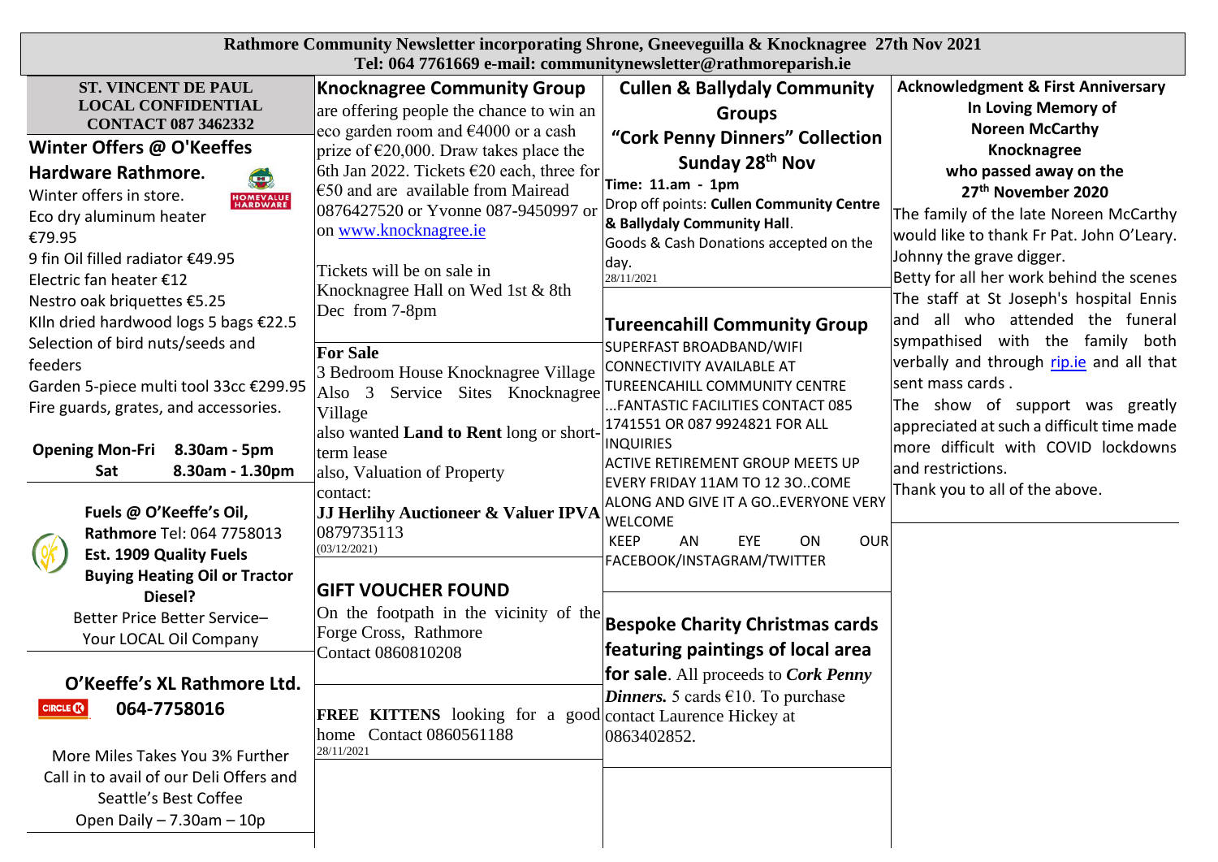**Rathmore Community Newsletter incorporating Shrone, Gneeveguilla & Knocknagree 27th Nov 2021**
**Tel: 064 7761669 e-mail: communitynewsletter@rathmoreparish.ie**

**ST. VINCENT DE PAUL LOCAL CONFIDENTIAL CONTACT 087 3462332**

## Winter Offers @ O'Keeffes Hardware Rathmore.

Winter offers in store.
Eco dry aluminum heater €79.95
9 fin Oil filled radiator €49.95
Electric fan heater €12
Nestro oak briquettes €5.25
Kiln dried hardwood logs 5 bags €22.5
Selection of bird nuts/seeds and feeders
Garden 5-piece multi tool 33cc €299.95
Fire guards, grates, and accessories.

**Opening Mon-Fri 8.30am - 5pm**
**Sat 8.30am - 1.30pm**

**Fuels @ O'Keeffe's Oil, Rathmore** Tel: 064 7758013
**Est. 1909 Quality Fuels**
**Buying Heating Oil or Tractor Diesel?**
Better Price Better Service–
Your LOCAL Oil Company

## O'Keeffe's XL Rathmore Ltd.
**064-7758016**

More Miles Takes You 3% Further
Call in to avail of our Deli Offers and Seattle's Best Coffee
Open Daily – 7.30am – 10p

## Knocknagree Community Group

are offering people the chance to win an eco garden room and €4000 or a cash prize of €20,000. Draw takes place the 6th Jan 2022. Tickets €20 each, three for €50 and are available from Mairead 0876427520 or Yvonne 087-9450997 or on www.knocknagree.ie

Tickets will be on sale in Knocknagree Hall on Wed 1st & 8th Dec from 7-8pm

**For Sale**
3 Bedroom House Knocknagree Village
Also 3 Service Sites Knocknagree Village
also wanted **Land to Rent** long or short-term lease
also, Valuation of Property
contact:
**JJ Herlihy Auctioneer & Valuer IPVA**
0879735113
(03/12/2021)

## GIFT VOUCHER FOUND

On the footpath in the vicinity of the Forge Cross, Rathmore
Contact 0860810208

**FREE KITTENS** looking for a good home Contact 0860561188
28/11/2021

## Cullen & Ballydaly Community Groups
## "Cork Penny Dinners" Collection
## Sunday 28th Nov

**Time: 11.am - 1pm**
Drop off points: **Cullen Community Centre & Ballydaly Community Hall**.
Goods & Cash Donations accepted on the day.
28/11/2021

## Tureencahill Community Group

SUPERFAST BROADBAND/WIFI CONNECTIVITY AVAILABLE AT TUREENCAHILL COMMUNITY CENTRE ...FANTASTIC FACILITIES CONTACT 085 1741551 OR 087 9924821 FOR ALL INQUIRIES
ACTIVE RETIREMENT GROUP MEETS UP EVERY FRIDAY 11AM TO 12 3O..COME ALONG AND GIVE IT A GO..EVERYONE VERY WELCOME
KEEP AN EYE ON OUR FACEBOOK/INSTAGRAM/TWITTER

**Bespoke Charity Christmas cards featuring paintings of local area for sale**. All proceeds to ***Cork Penny Dinners.*** 5 cards €10. To purchase contact Laurence Hickey at 0863402852.

**Acknowledgment & First Anniversary**
**In Loving Memory of**
**Noreen McCarthy**
**Knocknagree**
**who passed away on the 27th November 2020**

The family of the late Noreen McCarthy would like to thank Fr Pat. John O'Leary.
Johnny the grave digger.
Betty for all her work behind the scenes
The staff at St Joseph's hospital Ennis and all who attended the funeral sympathised with the family both verbally and through rip.ie and all that sent mass cards .
The show of support was greatly appreciated at such a difficult time made more difficult with COVID lockdowns and restrictions.
Thank you to all of the above.